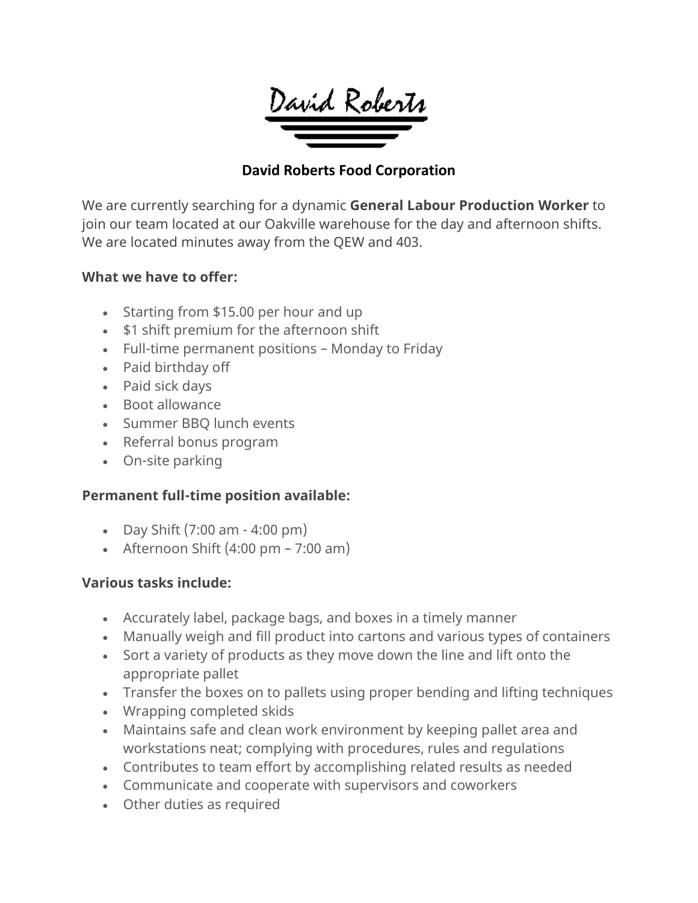David Roberts

## David Roberts Food Corporation

We are currently searching for a dynamic **General Labour Production Worker** to join our team located at our Oakville warehouse for the day and afternoon shifts. We are located minutes away from the QEW and 403.

**What we have to offer:**

- Starting from $15.00 per hour and up
- $1 shift premium for the afternoon shift
- Full-time permanent positions – Monday to Friday
- Paid birthday off
- Paid sick days
- Boot allowance
- Summer BBQ lunch events
- Referral bonus program
- On-site parking

**Permanent full-time position available:**

- Day Shift (7:00 am - 4:00 pm)
- Afternoon Shift (4:00 pm – 7:00 am)

**Various tasks include:**

- Accurately label, package bags, and boxes in a timely manner
- Manually weigh and fill product into cartons and various types of containers
- Sort a variety of products as they move down the line and lift onto the appropriate pallet
- Transfer the boxes on to pallets using proper bending and lifting techniques
- Wrapping completed skids
- Maintains safe and clean work environment by keeping pallet area and workstations neat; complying with procedures, rules and regulations
- Contributes to team effort by accomplishing related results as needed
- Communicate and cooperate with supervisors and coworkers
- Other duties as required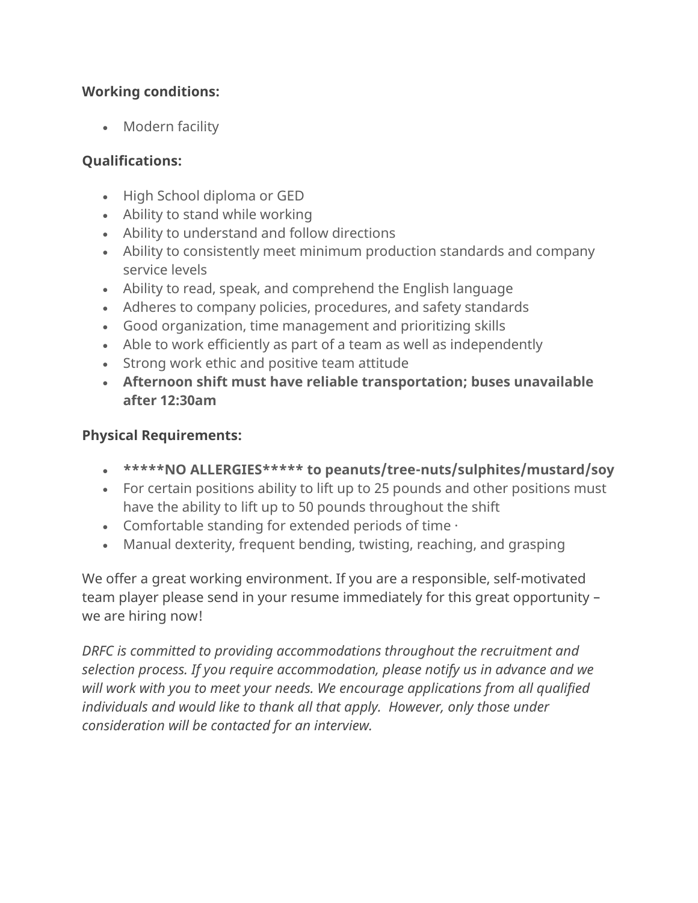**Working conditions:**

- Modern facility

**Qualifications:**

- High School diploma or GED
- Ability to stand while working
- Ability to understand and follow directions
- Ability to consistently meet minimum production standards and company service levels
- Ability to read, speak, and comprehend the English language
- Adheres to company policies, procedures, and safety standards
- Good organization, time management and prioritizing skills
- Able to work efficiently as part of a team as well as independently
- Strong work ethic and positive team attitude
- **Afternoon shift must have reliable transportation; buses unavailable after 12:30am**

**Physical Requirements:**

- ***\*\*\*\*\*NO ALLERGIES\*\*\*\*\* to peanuts/tree-nuts/sulphites/mustard/soy*** 
- For certain positions ability to lift up to 25 pounds and other positions must have the ability to lift up to 50 pounds throughout the shift
- Comfortable standing for extended periods of time ·
- Manual dexterity, frequent bending, twisting, reaching, and grasping

We offer a great working environment. If you are a responsible, self-motivated team player please send in your resume immediately for this great opportunity – we are hiring now!

*DRFC is committed to providing accommodations throughout the recruitment and selection process. If you require accommodation, please notify us in advance and we will work with you to meet your needs. We encourage applications from all qualified individuals and would like to thank all that apply. However, only those under consideration will be contacted for an interview.*